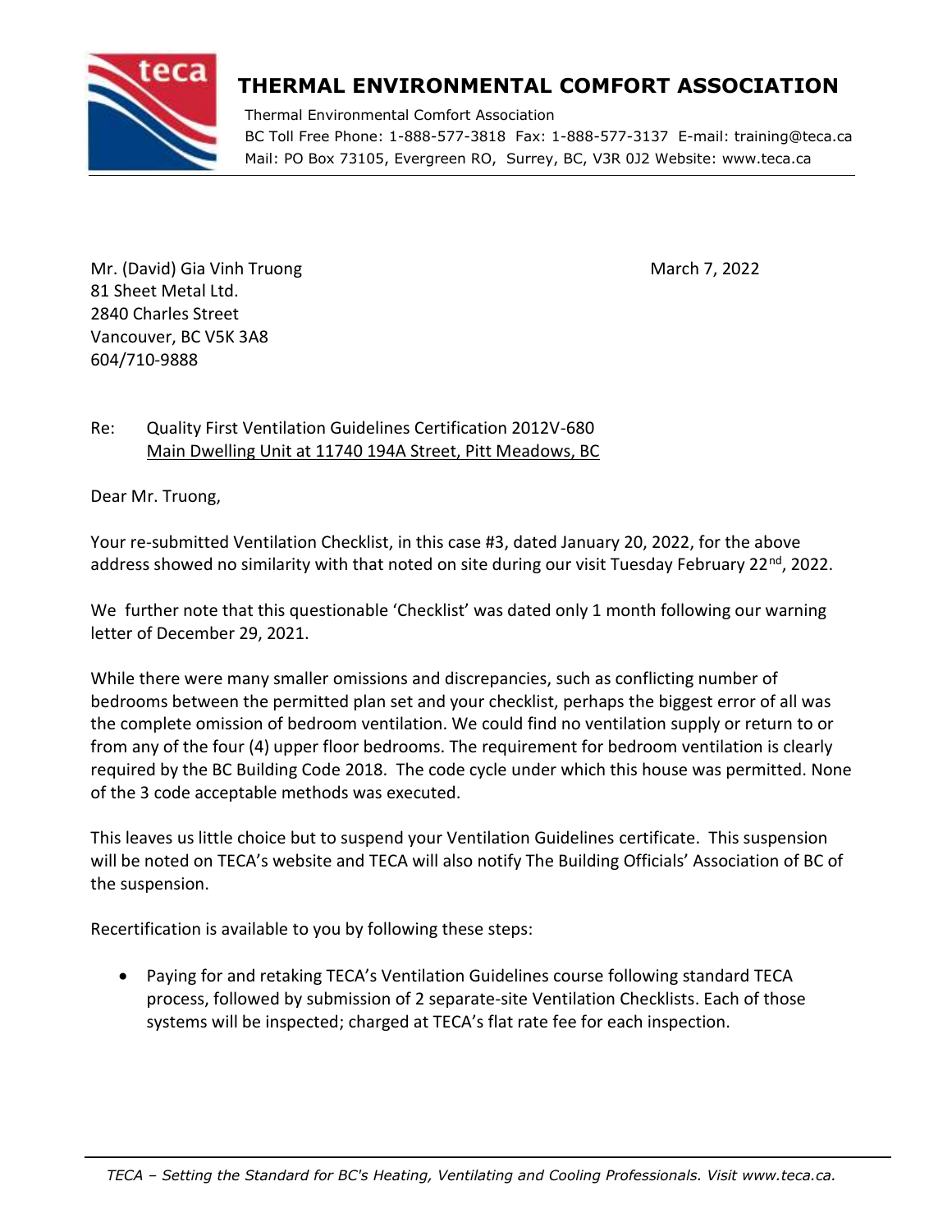# THERMAL ENVIRONMENTAL COMFORT ASSOCIATION

Thermal Environmental Comfort Association
BC Toll Free Phone: 1-888-577-3818 Fax: 1-888-577-3137 E-mail: training@teca.ca
Mail: PO Box 73105, Evergreen RO, Surrey, BC, V3R 0J2 Website: www.teca.ca

---

Mr. (David) Gia Vinh Truong
81 Sheet Metal Ltd.
2840 Charles Street
Vancouver, BC V5K 3A8
604/710-9888

March 7, 2022

Re: Quality First Ventilation Guidelines Certification 2012V-680
Main Dwelling Unit at 11740 194A Street, Pitt Meadows, BC

Dear Mr. Truong,

Your re-submitted Ventilation Checklist, in this case #3, dated January 20, 2022, for the above address showed no similarity with that noted on site during our visit Tuesday February 22nd, 2022.

We further note that this questionable 'Checklist' was dated only 1 month following our warning letter of December 29, 2021.

While there were many smaller omissions and discrepancies, such as conflicting number of bedrooms between the permitted plan set and your checklist, perhaps the biggest error of all was the complete omission of bedroom ventilation. We could find no ventilation supply or return to or from any of the four (4) upper floor bedrooms. The requirement for bedroom ventilation is clearly required by the BC Building Code 2018. The code cycle under which this house was permitted. None of the 3 code acceptable methods was executed.

This leaves us little choice but to suspend your Ventilation Guidelines certificate. This suspension will be noted on TECA's website and TECA will also notify The Building Officials' Association of BC of the suspension.

Recertification is available to you by following these steps:

- Paying for and retaking TECA's Ventilation Guidelines course following standard TECA process, followed by submission of 2 separate-site Ventilation Checklists. Each of those systems will be inspected; charged at TECA's flat rate fee for each inspection.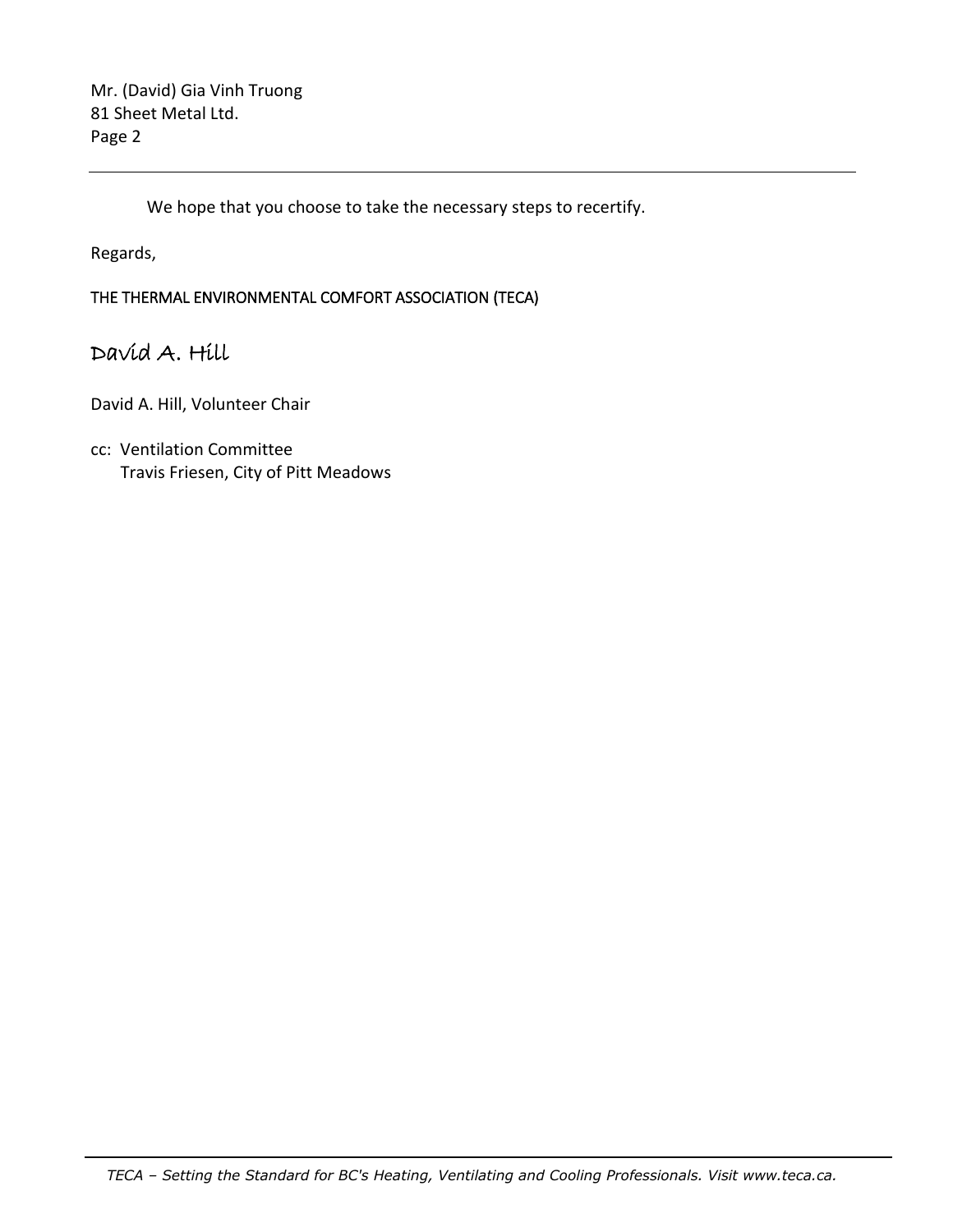We hope that you choose to take the necessary steps to recertify.

Regards,

THE THERMAL ENVIRONMENTAL COMFORT ASSOCIATION (TECA)

David A. Hill

David A. Hill, Volunteer Chair

cc: Ventilation Committee
Travis Friesen, City of Pitt Meadows